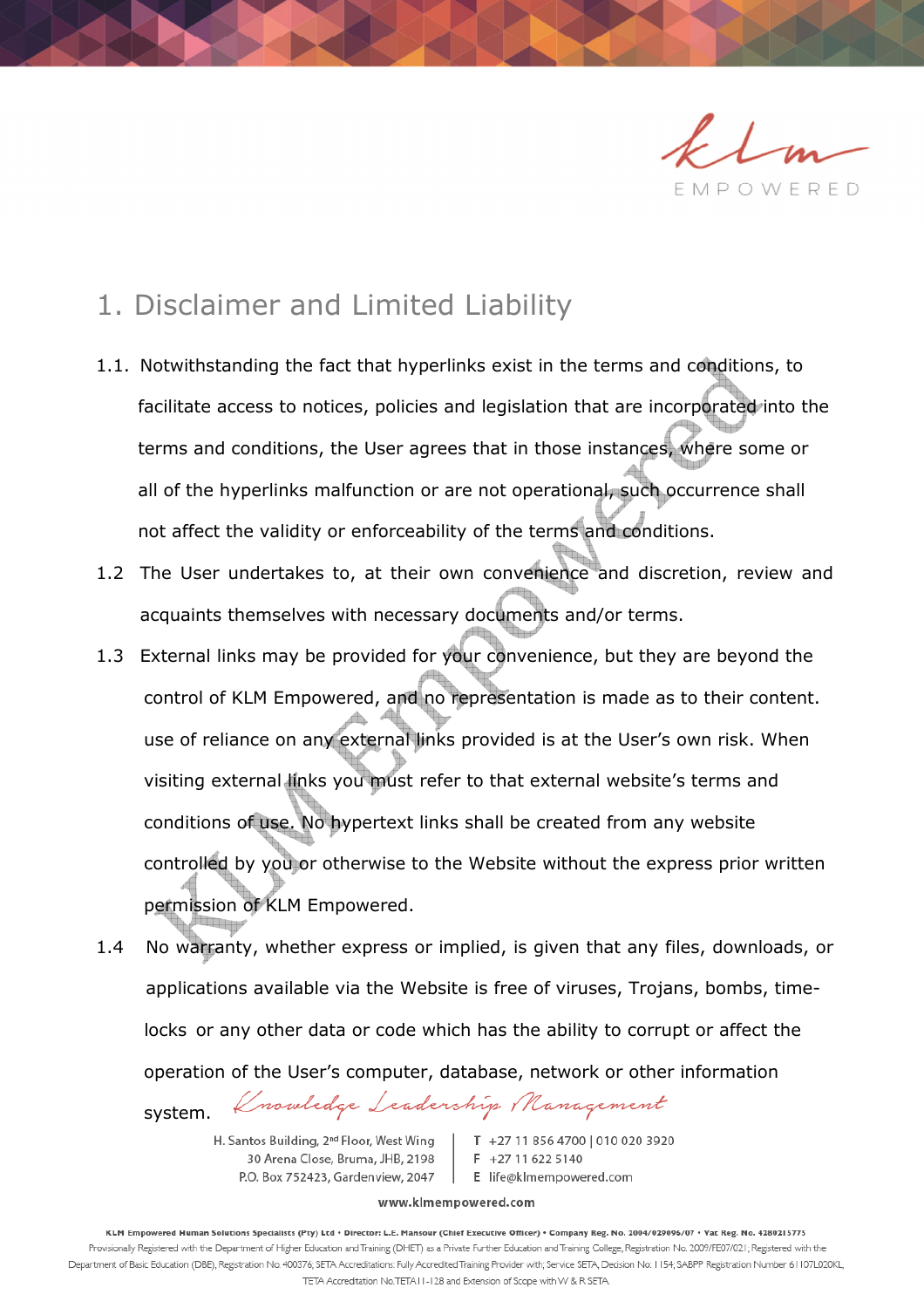## 1. Disclaimer and Limited Liability

1.1. Notwithstanding the fact that hyperlinks exist in the terms and conditions, to facilitate access to notices, policies and legislation that are incorporated into the terms and conditions, the User agrees that in those instances, where some or all of the hyperlinks malfunction or are not operational, such occurrence shall not affect the validity or enforceability of the terms and conditions.

1.2 The User undertakes to, at their own convenience and discretion, review and acquaints themselves with necessary documents and/or terms.

1.3 External links may be provided for your convenience, but they are beyond the control of KLM Empowered, and no representation is made as to their content. use of reliance on any external links provided is at the User's own risk. When visiting external links you must refer to that external website's terms and conditions of use. No hypertext links shall be created from any website controlled by you or otherwise to the Website without the express prior written permission of KLM Empowered.

1.4 No warranty, whether express or implied, is given that any files, downloads, or applications available via the Website is free of viruses, Trojans, bombs, time-locks or any other data or code which has the ability to corrupt or affect the operation of the User's computer, database, network or other information system.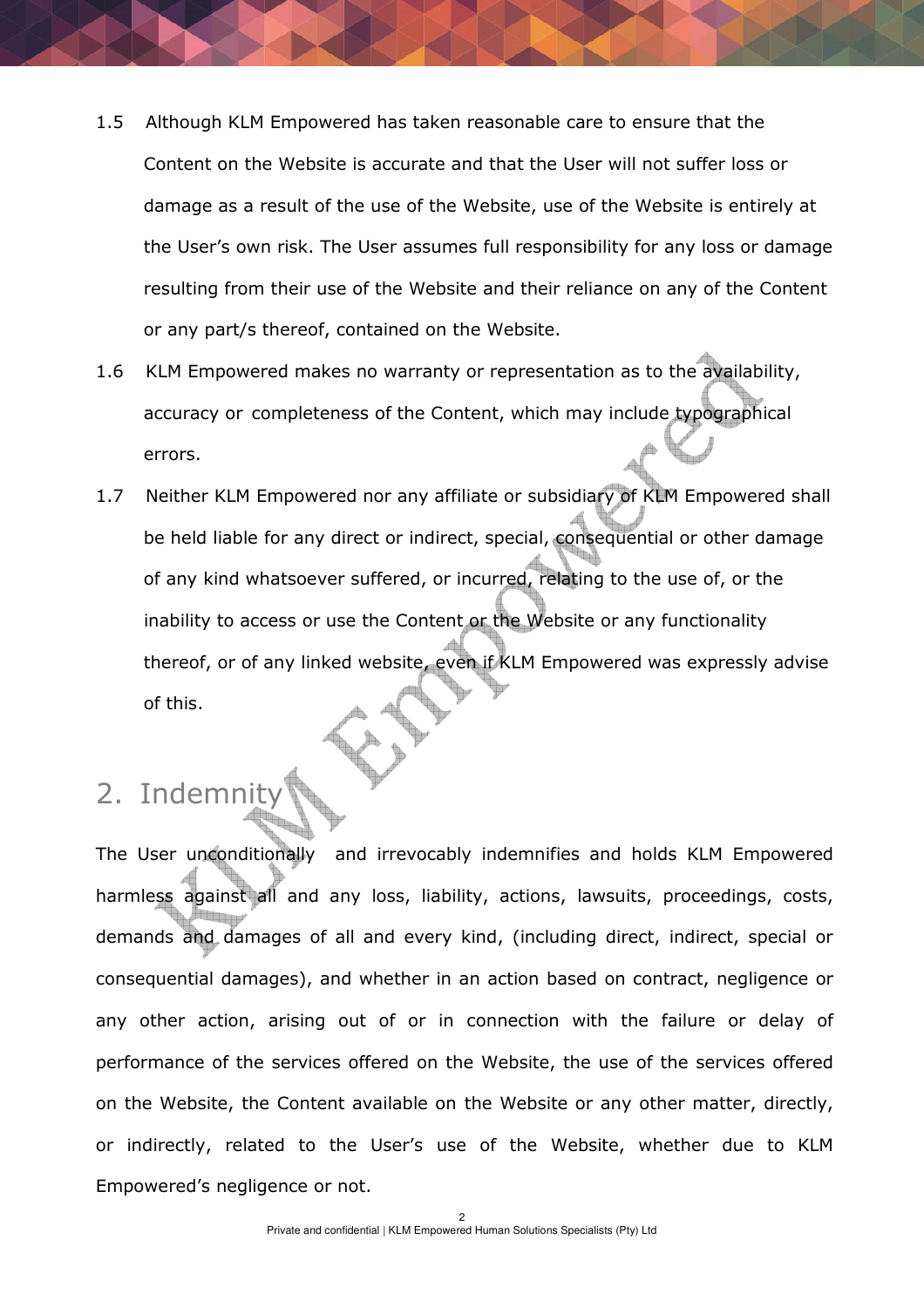1.5 Although KLM Empowered has taken reasonable care to ensure that the Content on the Website is accurate and that the User will not suffer loss or damage as a result of the use of the Website, use of the Website is entirely at the User's own risk. The User assumes full responsibility for any loss or damage resulting from their use of the Website and their reliance on any of the Content or any part/s thereof, contained on the Website.

1.6 KLM Empowered makes no warranty or representation as to the availability, accuracy or completeness of the Content, which may include typographical errors.

1.7 Neither KLM Empowered nor any affiliate or subsidiary of KLM Empowered shall be held liable for any direct or indirect, special, consequential or other damage of any kind whatsoever suffered, or incurred, relating to the use of, or the inability to access or use the Content or the Website or any functionality thereof, or of any linked website, even if KLM Empowered was expressly advise of this.

## 2. Indemnity

The User unconditionally and irrevocably indemnifies and holds KLM Empowered harmless against all and any loss, liability, actions, lawsuits, proceedings, costs, demands and damages of all and every kind, (including direct, indirect, special or consequential damages), and whether in an action based on contract, negligence or any other action, arising out of or in connection with the failure or delay of performance of the services offered on the Website, the use of the services offered on the Website, the Content available on the Website or any other matter, directly, or indirectly, related to the User's use of the Website, whether due to KLM Empowered's negligence or not.